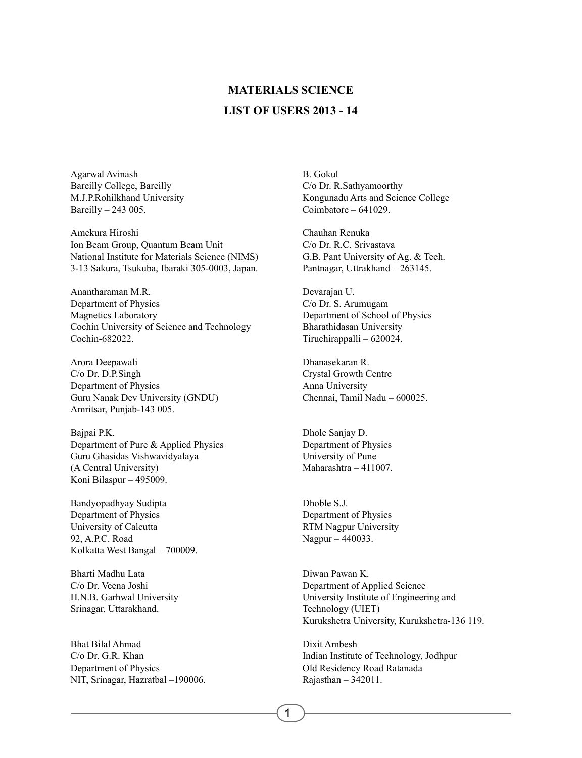# MATERIALS SCIENCE

## LIST OF USERS 2013 - 14

Agarwal Avinash
Bareilly College, Bareilly
M.J.P.Rohilkhand University
Bareilly – 243 005.

Amekura Hiroshi
Ion Beam Group, Quantum Beam Unit
National Institute for Materials Science (NIMS)
3-13 Sakura, Tsukuba, Ibaraki 305-0003, Japan.

Anantharaman M.R.
Department of Physics
Magnetics Laboratory
Cochin University of Science and Technology
Cochin-682022.

Arora Deepawali
C/o Dr. D.P.Singh
Department of Physics
Guru Nanak Dev University (GNDU)
Amritsar, Punjab-143 005.

Bajpai P.K.
Department of Pure & Applied Physics
Guru Ghasidas Vishwavidyalaya
(A Central University)
Koni Bilaspur – 495009.

Bandyopadhyay Sudipta
Department of Physics
University of Calcutta
92, A.P.C. Road
Kolkatta West Bangal – 700009.

Bharti Madhu Lata
C/o Dr. Veena Joshi
H.N.B. Garhwal University
Srinagar, Uttarakhand.

Bhat Bilal Ahmad
C/o Dr. G.R. Khan
Department of Physics
NIT, Srinagar, Hazratbal –190006.

B. Gokul
C/o Dr. R.Sathyamoorthy
Kongunadu Arts and Science College
Coimbatore – 641029.

Chauhan Renuka
C/o Dr. R.C. Srivastava
G.B. Pant University of Ag. & Tech.
Pantnagar, Uttrakhand – 263145.

Devarajan U.
C/o Dr. S. Arumugam
Department of School of Physics
Bharathidasan University
Tiruchirappalli – 620024.

Dhanasekaran R.
Crystal Growth Centre
Anna University
Chennai, Tamil Nadu – 600025.

Dhole Sanjay D.
Department of Physics
University of Pune
Maharashtra – 411007.

Dhoble S.J.
Department of Physics
RTM Nagpur University
Nagpur – 440033.

Diwan Pawan K.
Department of Applied Science
University Institute of Engineering and Technology (UIET)
Kurukshetra University, Kurukshetra-136 119.

Dixit Ambesh
Indian Institute of Technology, Jodhpur
Old Residency Road Ratanada
Rajasthan – 342011.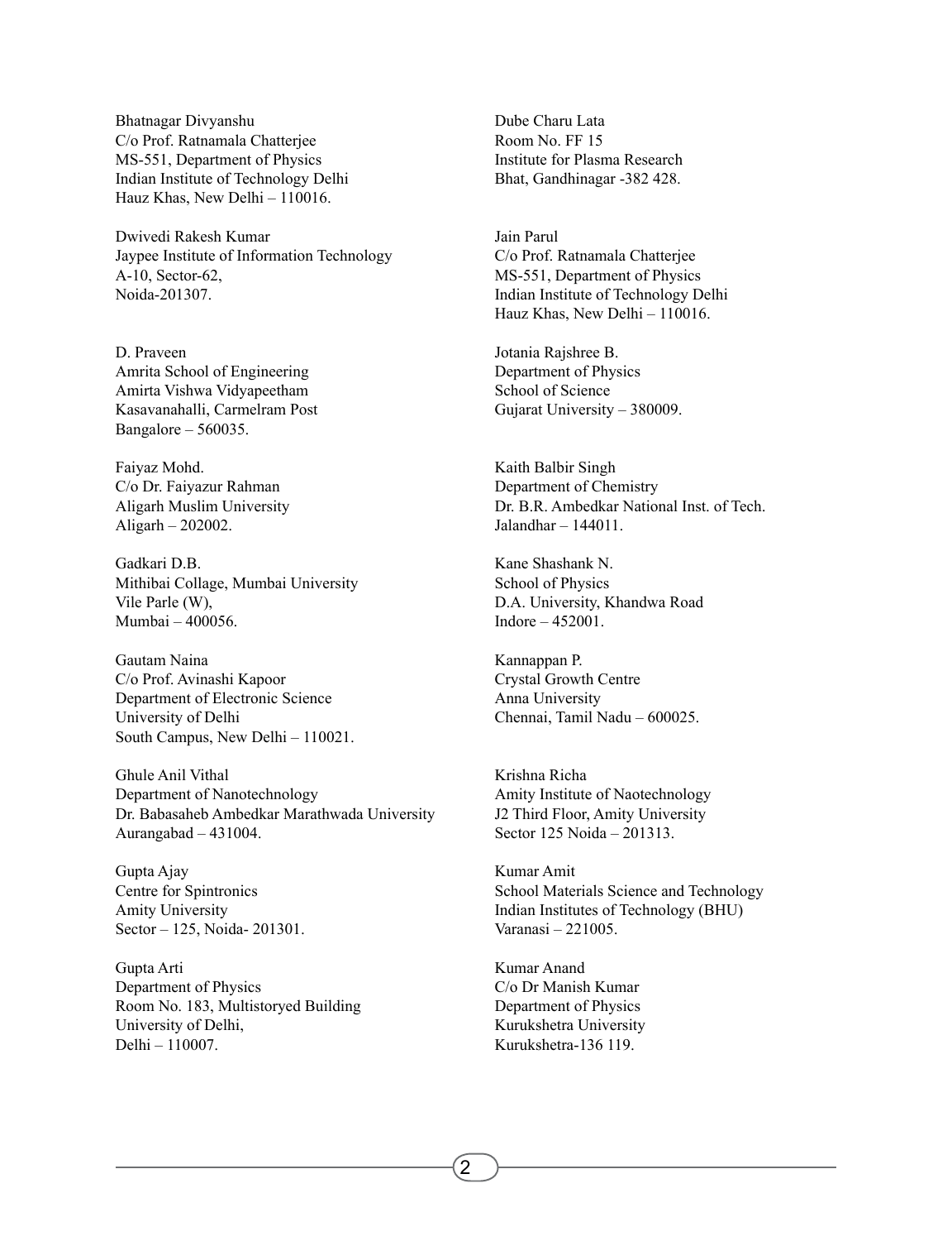Bhatnagar Divyanshu
C/o Prof. Ratnamala Chatterjee
MS-551, Department of Physics
Indian Institute of Technology Delhi
Hauz Khas, New Delhi – 110016.

Dwivedi Rakesh Kumar
Jaypee Institute of Information Technology
A-10, Sector-62,
Noida-201307.

D. Praveen
Amrita School of Engineering
Amirta Vishwa Vidyapeetham
Kasavanahalli, Carmelram Post
Bangalore – 560035.

Faiyaz Mohd.
C/o Dr. Faiyazur Rahman
Aligarh Muslim University
Aligarh – 202002.

Gadkari D.B.
Mithibai Collage, Mumbai University
Vile Parle (W),
Mumbai – 400056.

Gautam Naina
C/o Prof. Avinashi Kapoor
Department of Electronic Science
University of Delhi
South Campus, New Delhi – 110021.

Ghule Anil Vithal
Department of Nanotechnology
Dr. Babasaheb Ambedkar Marathwada University
Aurangabad – 431004.

Gupta Ajay
Centre for Spintronics
Amity University
Sector – 125, Noida- 201301.

Gupta Arti
Department of Physics
Room No. 183, Multistoryed Building
University of Delhi,
Delhi – 110007.

Dube Charu Lata
Room No. FF 15
Institute for Plasma Research
Bhat, Gandhinagar -382 428.

Jain Parul
C/o Prof. Ratnamala Chatterjee
MS-551, Department of Physics
Indian Institute of Technology Delhi
Hauz Khas, New Delhi – 110016.

Jotania Rajshree B.
Department of Physics
School of Science
Gujarat University – 380009.

Kaith Balbir Singh
Department of Chemistry
Dr. B.R. Ambedkar National Inst. of Tech.
Jalandhar – 144011.

Kane Shashank N.
School of Physics
D.A. University, Khandwa Road
Indore – 452001.

Kannappan P.
Crystal Growth Centre
Anna University
Chennai, Tamil Nadu – 600025.

Krishna Richa
Amity Institute of Naotechnology
J2 Third Floor, Amity University
Sector 125 Noida – 201313.

Kumar Amit
School Materials Science and Technology
Indian Institutes of Technology (BHU)
Varanasi – 221005.

Kumar Anand
C/o Dr Manish Kumar
Department of Physics
Kurukshetra University
Kurukshetra-136 119.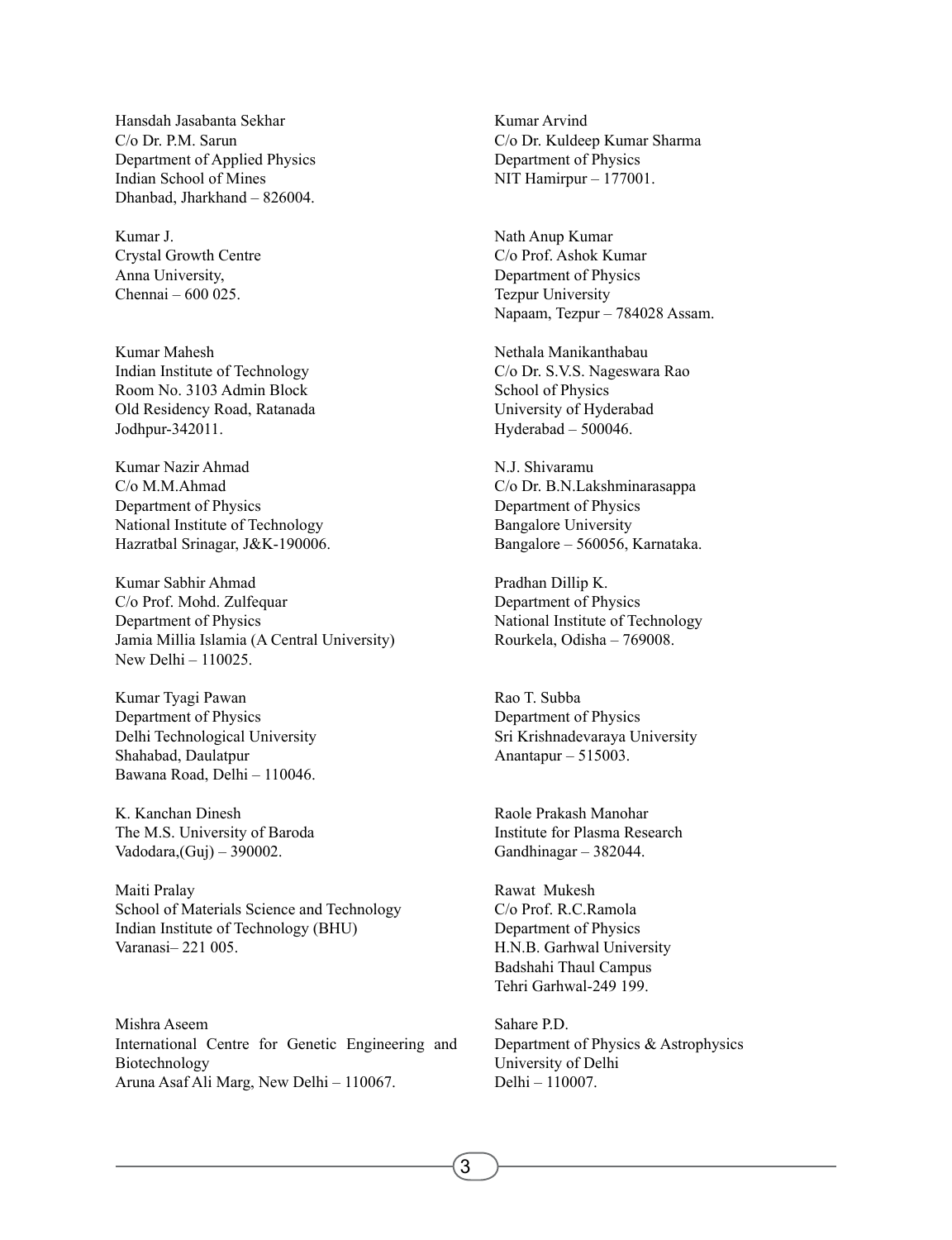Hansdah Jasabanta Sekhar
C/o Dr. P.M. Sarun
Department of Applied Physics
Indian School of Mines
Dhanbad, Jharkhand – 826004.

Kumar J.
Crystal Growth Centre
Anna University,
Chennai – 600 025.

Kumar Mahesh
Indian Institute of Technology
Room No. 3103 Admin Block
Old Residency Road, Ratanada
Jodhpur-342011.

Kumar Nazir Ahmad
C/o M.M.Ahmad
Department of Physics
National Institute of Technology
Hazratbal Srinagar, J&K-190006.

Kumar Sabhir Ahmad
C/o Prof. Mohd. Zulfequar
Department of Physics
Jamia Millia Islamia (A Central University)
New Delhi – 110025.

Kumar Tyagi Pawan
Department of Physics
Delhi Technological University
Shahabad, Daulatpur
Bawana Road, Delhi – 110046.

K. Kanchan Dinesh
The M.S. University of Baroda
Vadodara,(Guj) – 390002.

Maiti Pralay
School of Materials Science and Technology
Indian Institute of Technology (BHU)
Varanasi– 221 005.

Mishra Aseem
International Centre for Genetic Engineering and Biotechnology
Aruna Asaf Ali Marg, New Delhi – 110067.

Kumar Arvind
C/o Dr. Kuldeep Kumar Sharma
Department of Physics
NIT Hamirpur – 177001.

Nath Anup Kumar
C/o Prof. Ashok Kumar
Department of Physics
Tezpur University
Napaam, Tezpur – 784028 Assam.

Nethala Manikanthabau
C/o Dr. S.V.S. Nageswara Rao
School of Physics
University of Hyderabad
Hyderabad – 500046.

N.J. Shivaramu
C/o Dr. B.N.Lakshminarasappa
Department of Physics
Bangalore University
Bangalore – 560056, Karnataka.

Pradhan Dillip K.
Department of Physics
National Institute of Technology
Rourkela, Odisha – 769008.

Rao T. Subba
Department of Physics
Sri Krishnadevaraya University
Anantapur – 515003.

Raole Prakash Manohar
Institute for Plasma Research
Gandhinagar – 382044.

Rawat Mukesh
C/o Prof. R.C.Ramola
Department of Physics
H.N.B. Garhwal University
Badshahi Thaul Campus
Tehri Garhwal-249 199.

Sahare P.D.
Department of Physics & Astrophysics
University of Delhi
Delhi – 110007.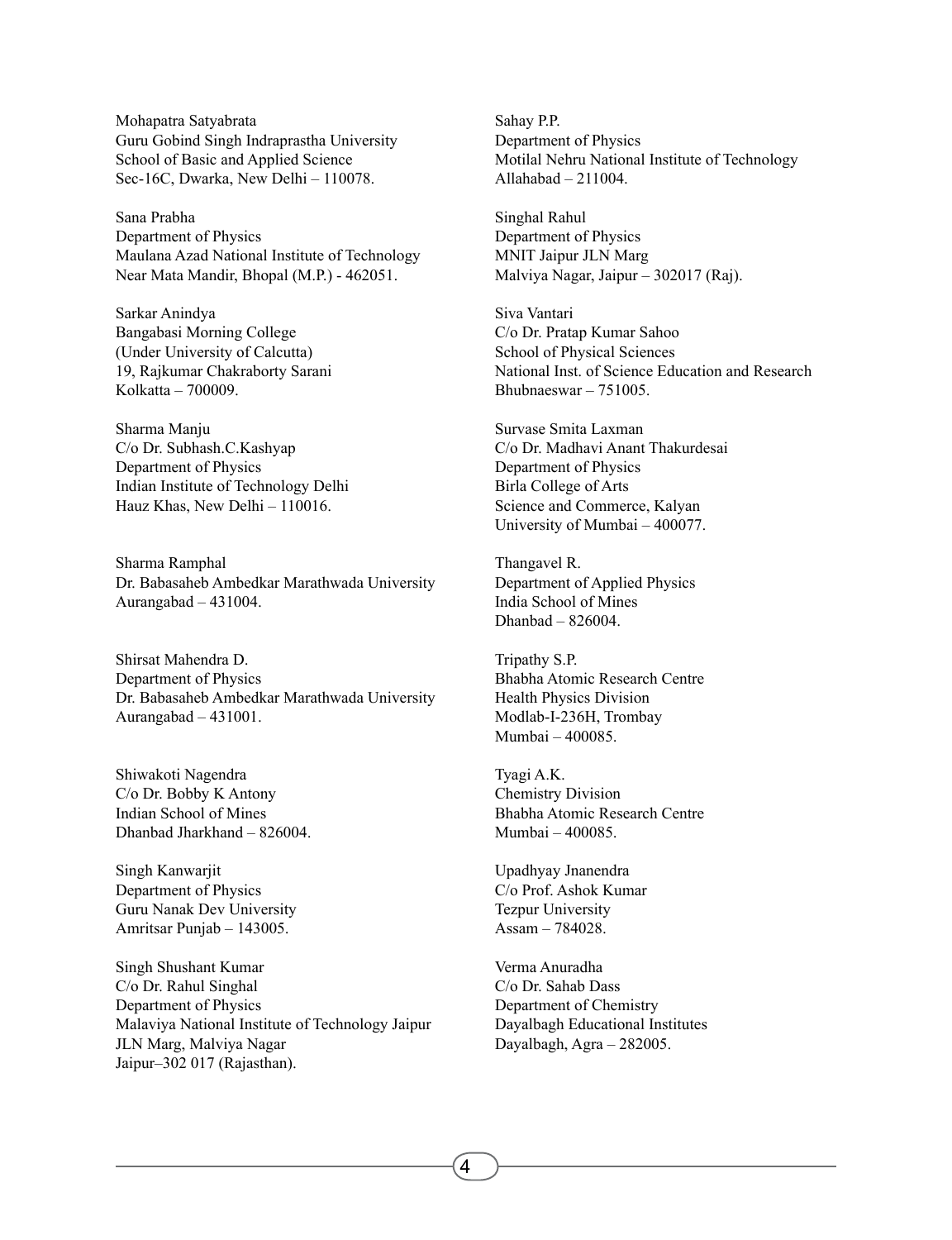Mohapatra Satyabrata
Guru Gobind Singh Indraprastha University
School of Basic and Applied Science
Sec-16C, Dwarka, New Delhi – 110078.

Sana Prabha
Department of Physics
Maulana Azad National Institute of Technology
Near Mata Mandir, Bhopal (M.P.) - 462051.

Sarkar Anindya
Bangabasi Morning College
(Under University of Calcutta)
19, Rajkumar Chakraborty Sarani
Kolkatta – 700009.

Sharma Manju
C/o Dr. Subhash.C.Kashyap
Department of Physics
Indian Institute of Technology Delhi
Hauz Khas, New Delhi – 110016.

Sharma Ramphal
Dr. Babasaheb Ambedkar Marathwada University
Aurangabad – 431004.

Shirsat Mahendra D.
Department of Physics
Dr. Babasaheb Ambedkar Marathwada University
Aurangabad – 431001.

Shiwakoti Nagendra
C/o Dr. Bobby K Antony
Indian School of Mines
Dhanbad Jharkhand – 826004.

Singh Kanwarjit
Department of Physics
Guru Nanak Dev University
Amritsar Punjab – 143005.

Singh Shushant Kumar
C/o Dr. Rahul Singhal
Department of Physics
Malaviya National Institute of Technology Jaipur
JLN Marg, Malviya Nagar
Jaipur–302 017 (Rajasthan).

Sahay P.P.
Department of Physics
Motilal Nehru National Institute of Technology
Allahabad – 211004.

Singhal Rahul
Department of Physics
MNIT Jaipur JLN Marg
Malviya Nagar, Jaipur – 302017 (Raj).

Siva Vantari
C/o Dr. Pratap Kumar Sahoo
School of Physical Sciences
National Inst. of Science Education and Research
Bhubnaeswar – 751005.

Survase Smita Laxman
C/o Dr. Madhavi Anant Thakurdesai
Department of Physics
Birla College of Arts
Science and Commerce, Kalyan
University of Mumbai – 400077.

Thangavel R.
Department of Applied Physics
India School of Mines
Dhanbad – 826004.

Tripathy S.P.
Bhabha Atomic Research Centre
Health Physics Division
Modlab-I-236H, Trombay
Mumbai – 400085.

Tyagi A.K.
Chemistry Division
Bhabha Atomic Research Centre
Mumbai – 400085.

Upadhyay Jnanendra
C/o Prof. Ashok Kumar
Tezpur University
Assam – 784028.

Verma Anuradha
C/o Dr. Sahab Dass
Department of Chemistry
Dayalbagh Educational Institutes
Dayalbagh, Agra – 282005.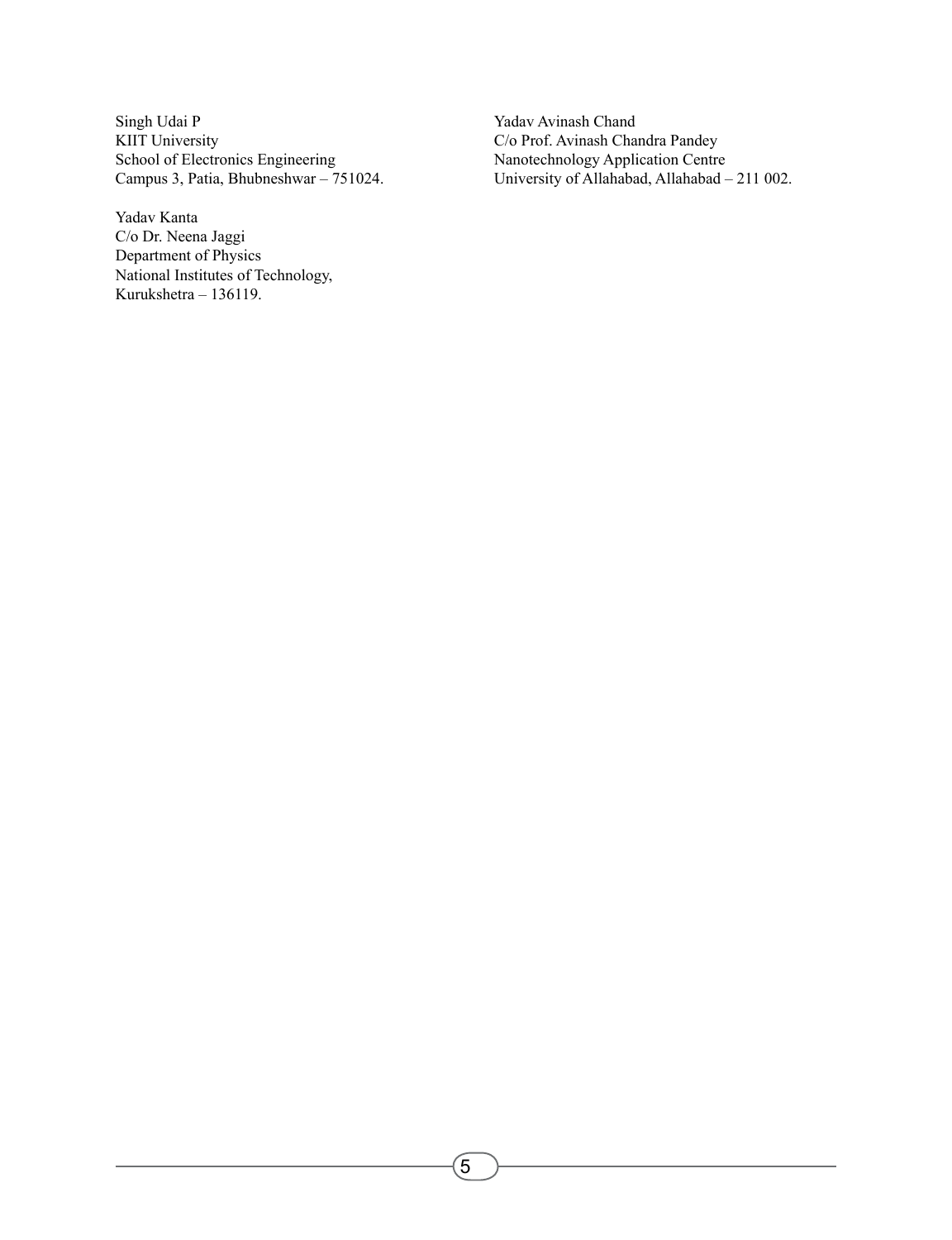Singh Udai P
KIIT University
School of Electronics Engineering
Campus 3, Patia, Bhubneshwar – 751024.

Yadav Kanta
C/o Dr. Neena Jaggi
Department of Physics
National Institutes of Technology,
Kurukshetra – 136119.

Yadav Avinash Chand
C/o Prof. Avinash Chandra Pandey
Nanotechnology Application Centre
University of Allahabad, Allahabad – 211 002.